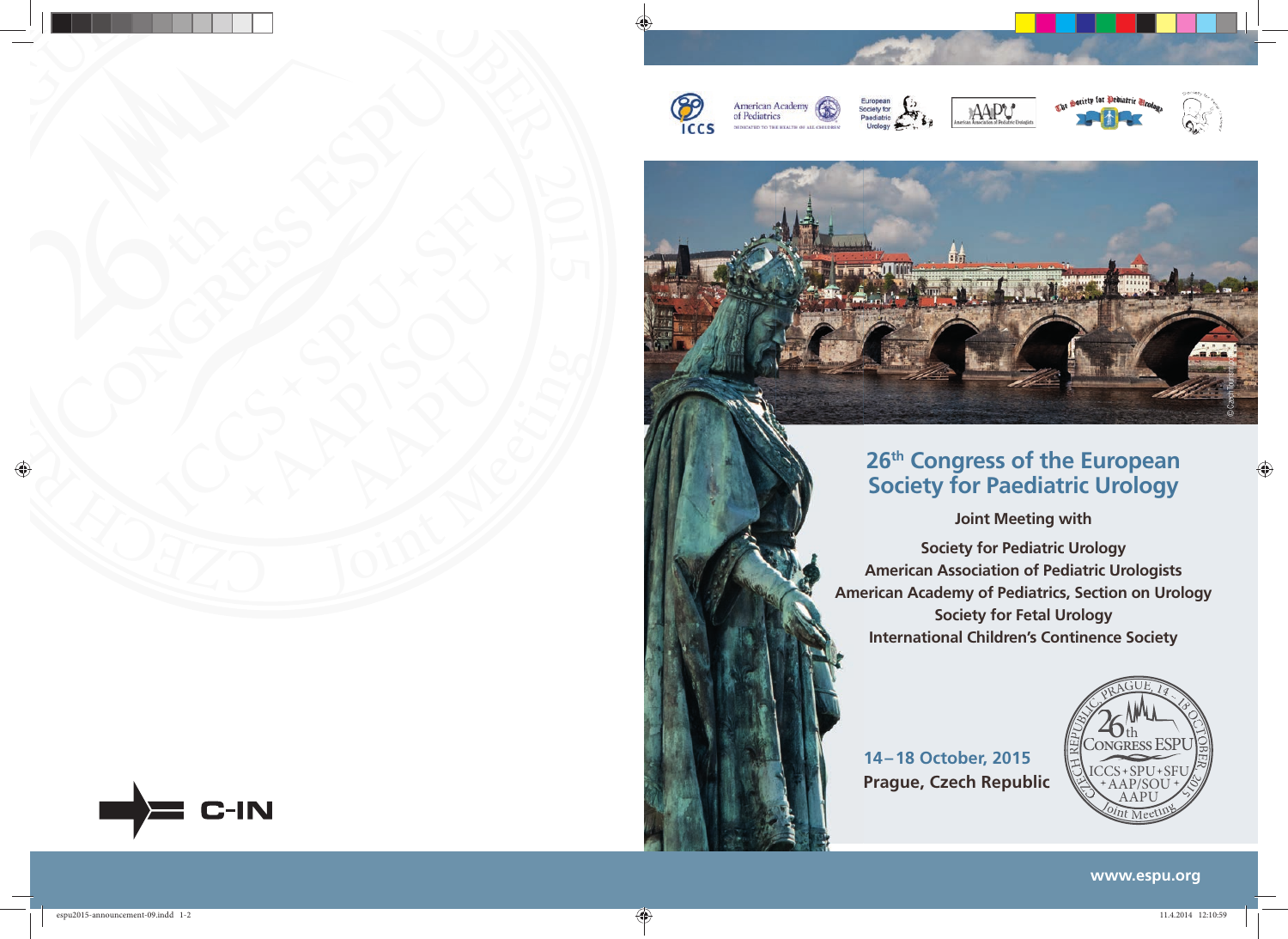# 26th Congress of the European Society for Paediatric Urology

**Joint Meeting with**

**Society for Pediatric Urology**
**American Association of Pediatric Urologists**
**American Academy of Pediatrics, Section on Urology**
**Society for Fetal Urology**
**International Children's Continence Society**

**14–18 October, 2015**
**Prague, Czech Republic**

26th CONGRESS ESPU
ICCS+SPU+SFU
+AAP/SOU+
AAPU
Joint Meeting
CZECH REPUBLIC, PRAGUE, 14 – 18 OCTOBER, 2015

C-IN

www.espu.org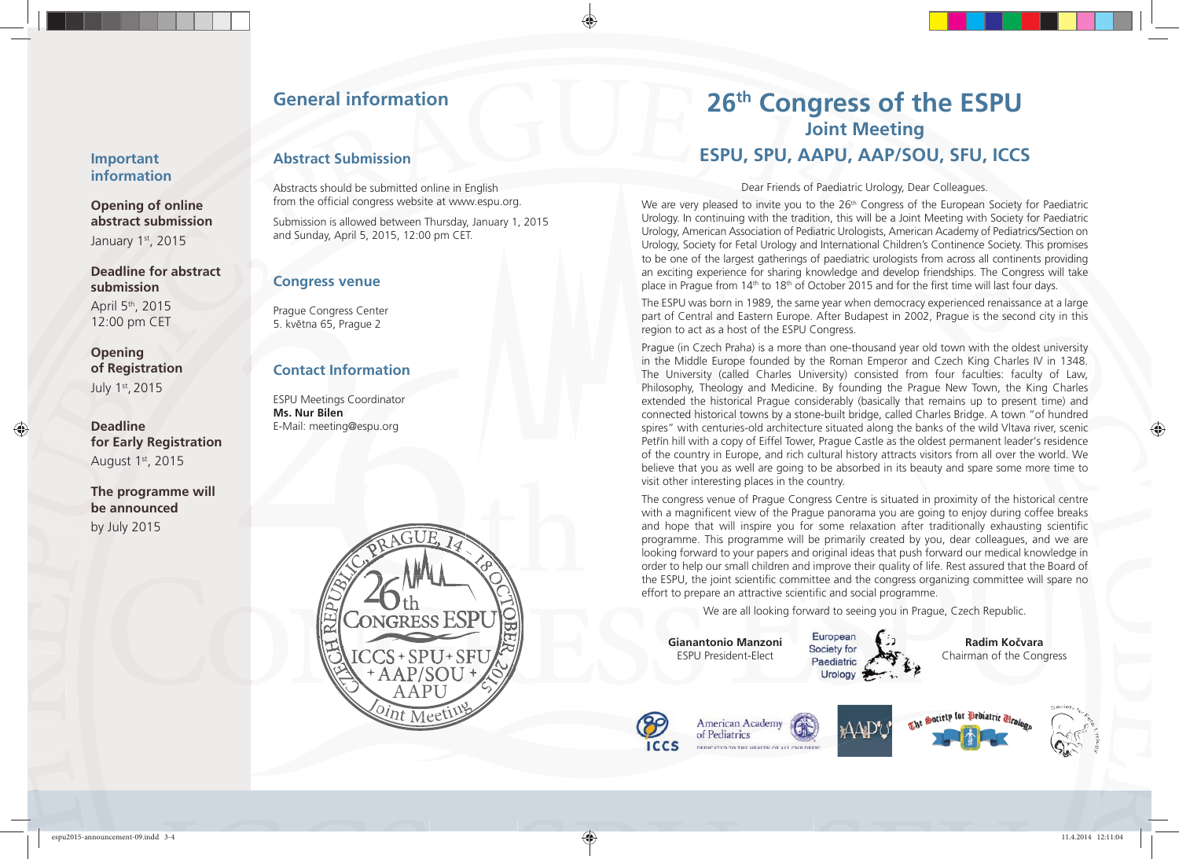## Important information

**Opening of online abstract submission**
January 1st, 2015

**Deadline for abstract submission**
April 5th, 2015
12:00 pm CET

**Opening of Registration**
July 1st, 2015

**Deadline for Early Registration**
August 1st, 2015

**The programme will be announced**
by July 2015

# General information

## Abstract Submission

Abstracts should be submitted online in English from the official congress website at www.espu.org.

Submission is allowed between Thursday, January 1, 2015 and Sunday, April 5, 2015, 12:00 pm CET.

## Congress venue

Prague Congress Center
5. května 65, Prague 2

## Contact Information

ESPU Meetings Coordinator
**Ms. Nur Bilen**
E-Mail: meeting@espu.org

PRAGUE, 14 – 18 OCTOBER, 2015 · CZECH REPUBLIC
26th CONGRESS ESPU
ICCS + SPU + SFU + AAP/SOU + AAPU
Joint Meeting

# 26th Congress of the ESPU

## Joint Meeting

## ESPU, SPU, AAPU, AAP/SOU, SFU, ICCS

Dear Friends of Paediatric Urology, Dear Colleagues.

We are very pleased to invite you to the 26th Congress of the European Society for Paediatric Urology. In continuing with the tradition, this will be a Joint Meeting with Society for Paediatric Urology, American Association of Pediatric Urologists, American Academy of Pediatrics/Section on Urology, Society for Fetal Urology and International Children's Continence Society. This promises to be one of the largest gatherings of paediatric urologists from across all continents providing an exciting experience for sharing knowledge and develop friendships. The Congress will take place in Prague from 14th to 18th of October 2015 and for the first time will last four days.

The ESPU was born in 1989, the same year when democracy experienced renaissance at a large part of Central and Eastern Europe. After Budapest in 2002, Prague is the second city in this region to act as a host of the ESPU Congress.

Prague (in Czech Praha) is a more than one-thousand year old town with the oldest university in the Middle Europe founded by the Roman Emperor and Czech King Charles IV in 1348. The University (called Charles University) consisted from four faculties: faculty of Law, Philosophy, Theology and Medicine. By founding the Prague New Town, the King Charles extended the historical Prague considerably (basically that remains up to present time) and connected historical towns by a stone-built bridge, called Charles Bridge. A town "of hundred spires" with centuries-old architecture situated along the banks of the wild Vltava river, scenic Petřín hill with a copy of Eiffel Tower, Prague Castle as the oldest permanent leader's residence of the country in Europe, and rich cultural history attracts visitors from all over the world. We believe that you as well are going to be absorbed in its beauty and spare some more time to visit other interesting places in the country.

The congress venue of Prague Congress Centre is situated in proximity of the historical centre with a magnificent view of the Prague panorama you are going to enjoy during coffee breaks and hope that will inspire you for some relaxation after traditionally exhausting scientific programme. This programme will be primarily created by you, dear colleagues, and we are looking forward to your papers and original ideas that push forward our medical knowledge in order to help our small children and improve their quality of life. Rest assured that the Board of the ESPU, the joint scientific committee and the congress organizing committee will spare no effort to prepare an attractive scientific and social programme.

We are all looking forward to seeing you in Prague, Czech Republic.

**Gianantonio Manzoni**
ESPU President-Elect

European Society for Paediatric Urology

**Radim Kočvara**
Chairman of the Congress

ICCS · American Academy of Pediatrics – Dedicated to the Health of All Children · AAPU · The Society for Pediatric Urology · Society for Fetal Urology